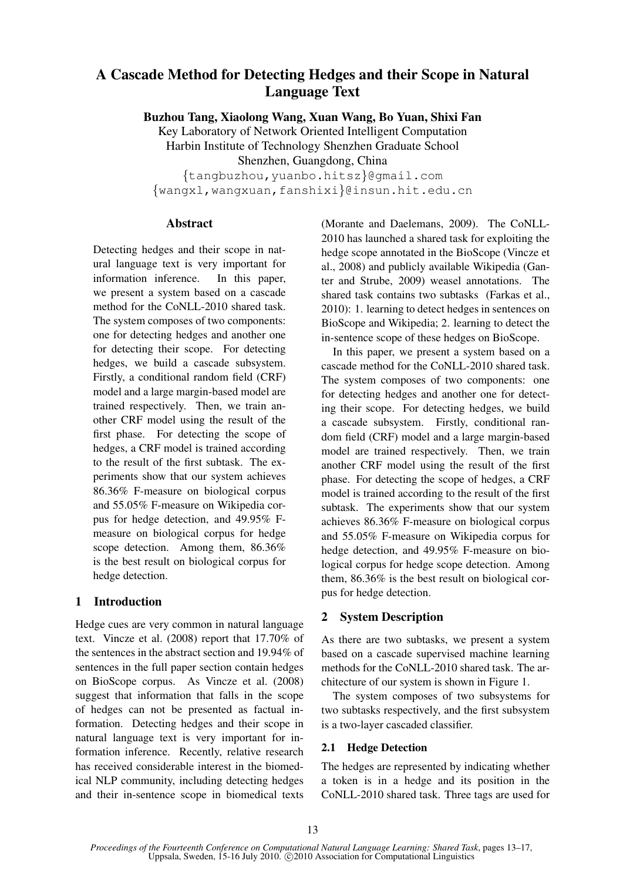# A Cascade Method for Detecting Hedges and their Scope in Natural Language Text

**Buzhou Tang, Xiaolong Wang, Xuan Wang, Bo Yuan, Shixi Fan**

Key Laboratory of Network Oriented Intelligent Computation
Harbin Institute of Technology Shenzhen Graduate School
Shenzhen, Guangdong, China
{tangbuzhou,yuanbo.hitsz}@gmail.com
{wangxl,wangxuan,fanshixi}@insun.hit.edu.cn

## Abstract

Detecting hedges and their scope in natural language text is very important for information inference. In this paper, we present a system based on a cascade method for the CoNLL-2010 shared task. The system composes of two components: one for detecting hedges and another one for detecting their scope. For detecting hedges, we build a cascade subsystem. Firstly, a conditional random field (CRF) model and a large margin-based model are trained respectively. Then, we train another CRF model using the result of the first phase. For detecting the scope of hedges, a CRF model is trained according to the result of the first subtask. The experiments show that our system achieves 86.36% F-measure on biological corpus and 55.05% F-measure on Wikipedia corpus for hedge detection, and 49.95% F-measure on biological corpus for hedge scope detection. Among them, 86.36% is the best result on biological corpus for hedge detection.

## 1 Introduction

Hedge cues are very common in natural language text. Vincze et al. (2008) report that 17.70% of the sentences in the abstract section and 19.94% of sentences in the full paper section contain hedges on BioScope corpus. As Vincze et al. (2008) suggest that information that falls in the scope of hedges can not be presented as factual information. Detecting hedges and their scope in natural language text is very important for information inference. Recently, relative research has received considerable interest in the biomedical NLP community, including detecting hedges and their in-sentence scope in biomedical texts (Morante and Daelemans, 2009). The CoNLL-2010 has launched a shared task for exploiting the hedge scope annotated in the BioScope (Vincze et al., 2008) and publicly available Wikipedia (Ganter and Strube, 2009) weasel annotations. The shared task contains two subtasks (Farkas et al., 2010): 1. learning to detect hedges in sentences on BioScope and Wikipedia; 2. learning to detect the in-sentence scope of these hedges on BioScope.

In this paper, we present a system based on a cascade method for the CoNLL-2010 shared task. The system composes of two components: one for detecting hedges and another one for detecting their scope. For detecting hedges, we build a cascade subsystem. Firstly, conditional random field (CRF) model and a large margin-based model are trained respectively. Then, we train another CRF model using the result of the first phase. For detecting the scope of hedges, a CRF model is trained according to the result of the first subtask. The experiments show that our system achieves 86.36% F-measure on biological corpus and 55.05% F-measure on Wikipedia corpus for hedge detection, and 49.95% F-measure on biological corpus for hedge scope detection. Among them, 86.36% is the best result on biological corpus for hedge detection.

## 2 System Description

As there are two subtasks, we present a system based on a cascade supervised machine learning methods for the CoNLL-2010 shared task. The architecture of our system is shown in Figure 1.

The system composes of two subsystems for two subtasks respectively, and the first subsystem is a two-layer cascaded classifier.

### 2.1 Hedge Detection

The hedges are represented by indicating whether a token is in a hedge and its position in the CoNLL-2010 shared task. Three tags are used for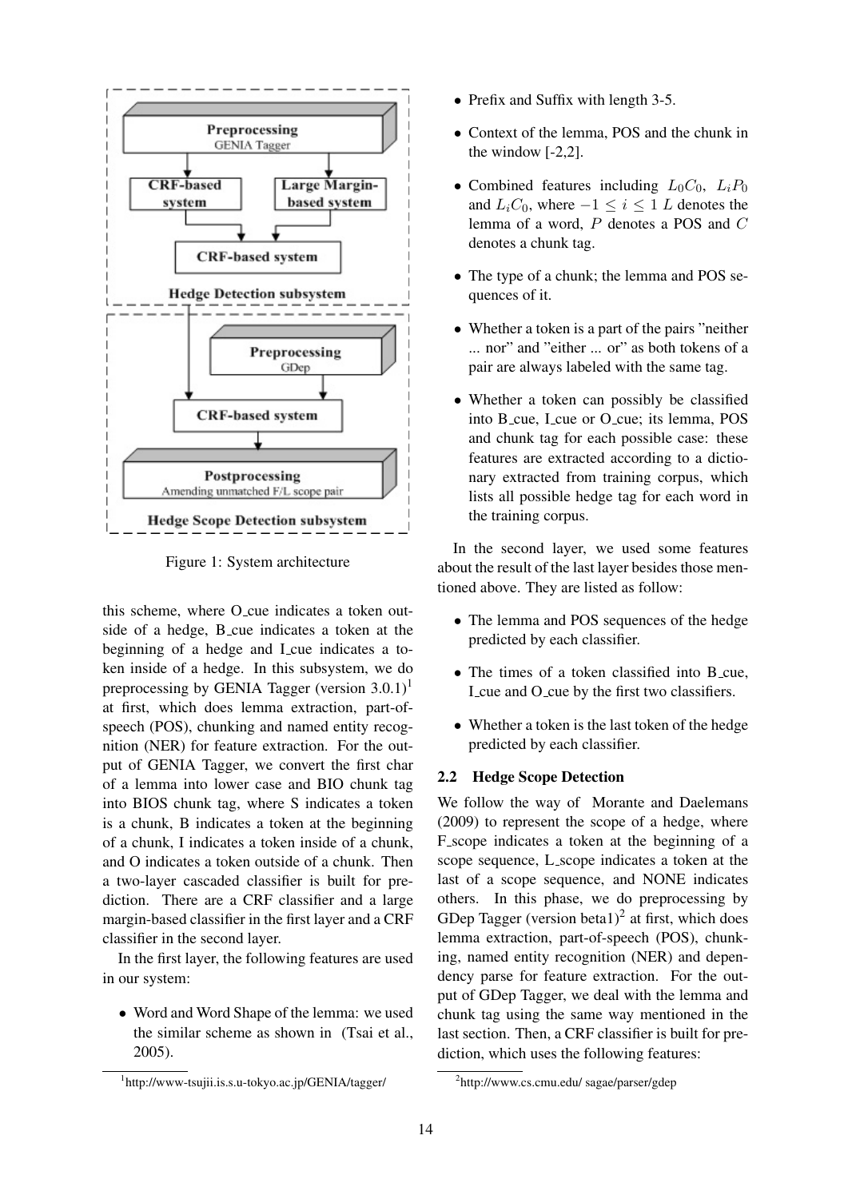Figure 1: System architecture

this scheme, where O_cue indicates a token outside of a hedge, B_cue indicates a token at the beginning of a hedge and I_cue indicates a token inside of a hedge. In this subsystem, we do preprocessing by GENIA Tagger (version 3.0.1)[1] at first, which does lemma extraction, part-of-speech (POS), chunking and named entity recognition (NER) for feature extraction. For the output of GENIA Tagger, we convert the first char of a lemma into lower case and BIO chunk tag into BIOS chunk tag, where S indicates a token is a chunk, B indicates a token at the beginning of a chunk, I indicates a token inside of a chunk, and O indicates a token outside of a chunk. Then a two-layer cascaded classifier is built for prediction. There are a CRF classifier and a large margin-based classifier in the first layer and a CRF classifier in the second layer.

In the first layer, the following features are used in our system:

- Word and Word Shape of the lemma: we used the similar scheme as shown in (Tsai et al., 2005).
- Prefix and Suffix with length 3-5.
- Context of the lemma, POS and the chunk in the window [-2,2].
- Combined features including $L_0C_0$, $L_iP_0$ and $L_iC_0$, where $-1 \leq i \leq 1$ $L$ denotes the lemma of a word, $P$ denotes a POS and $C$ denotes a chunk tag.
- The type of a chunk; the lemma and POS sequences of it.
- Whether a token is a part of the pairs "neither ... nor" and "either ... or" as both tokens of a pair are always labeled with the same tag.
- Whether a token can possibly be classified into B_cue, I_cue or O_cue; its lemma, POS and chunk tag for each possible case: these features are extracted according to a dictionary extracted from training corpus, which lists all possible hedge tag for each word in the training corpus.

In the second layer, we used some features about the result of the last layer besides those mentioned above. They are listed as follow:

- The lemma and POS sequences of the hedge predicted by each classifier.
- The times of a token classified into B_cue, I_cue and O_cue by the first two classifiers.
- Whether a token is the last token of the hedge predicted by each classifier.

### 2.2 Hedge Scope Detection

We follow the way of Morante and Daelemans (2009) to represent the scope of a hedge, where F_scope indicates a token at the beginning of a scope sequence, L_scope indicates a token at the last of a scope sequence, and NONE indicates others. In this phase, we do preprocessing by GDep Tagger (version beta1)[2] at first, which does lemma extraction, part-of-speech (POS), chunking, named entity recognition (NER) and dependency parse for feature extraction. For the output of GDep Tagger, we deal with the lemma and chunk tag using the same way mentioned in the last section. Then, a CRF classifier is built for prediction, which uses the following features:

[1] http://www-tsujii.is.s.u-tokyo.ac.jp/GENIA/tagger/

[2] http://www.cs.cmu.edu/ sagae/parser/gdep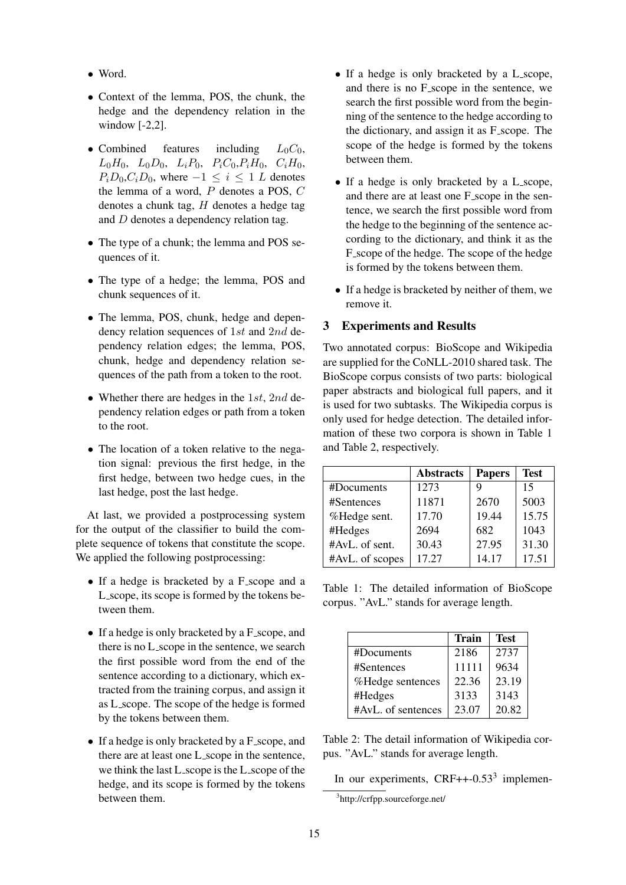- Word.
- Context of the lemma, POS, the chunk, the hedge and the dependency relation in the window [-2,2].
- Combined features including $L_0C_0$, $L_0H_0$, $L_0D_0$, $L_iP_0$, $P_iC_0$,$P_iH_0$, $C_iH_0$, $P_iD_0$,$C_iD_0$, where $-1 \leq i \leq 1$ $L$ denotes the lemma of a word, $P$ denotes a POS, $C$ denotes a chunk tag, $H$ denotes a hedge tag and $D$ denotes a dependency relation tag.
- The type of a chunk; the lemma and POS sequences of it.
- The type of a hedge; the lemma, POS and chunk sequences of it.
- The lemma, POS, chunk, hedge and dependency relation sequences of $1st$ and $2nd$ dependency relation edges; the lemma, POS, chunk, hedge and dependency relation sequences of the path from a token to the root.
- Whether there are hedges in the $1st$, $2nd$ dependency relation edges or path from a token to the root.
- The location of a token relative to the negation signal: previous the first hedge, in the first hedge, between two hedge cues, in the last hedge, post the last hedge.

At last, we provided a postprocessing system for the output of the classifier to build the complete sequence of tokens that constitute the scope. We applied the following postprocessing:

- If a hedge is bracketed by a F_scope and a L_scope, its scope is formed by the tokens between them.
- If a hedge is only bracketed by a F_scope, and there is no L_scope in the sentence, we search the first possible word from the end of the sentence according to a dictionary, which extracted from the training corpus, and assign it as L_scope. The scope of the hedge is formed by the tokens between them.
- If a hedge is only bracketed by a F_scope, and there are at least one L_scope in the sentence, we think the last L_scope is the L_scope of the hedge, and its scope is formed by the tokens between them.
- If a hedge is only bracketed by a L_scope, and there is no F_scope in the sentence, we search the first possible word from the beginning of the sentence to the hedge according to the dictionary, and assign it as F_scope. The scope of the hedge is formed by the tokens between them.
- If a hedge is only bracketed by a L_scope, and there are at least one F_scope in the sentence, we search the first possible word from the hedge to the beginning of the sentence according to the dictionary, and think it as the F_scope of the hedge. The scope of the hedge is formed by the tokens between them.
- If a hedge is bracketed by neither of them, we remove it.

## 3 Experiments and Results

Two annotated corpus: BioScope and Wikipedia are supplied for the CoNLL-2010 shared task. The BioScope corpus consists of two parts: biological paper abstracts and biological full papers, and it is used for two subtasks. The Wikipedia corpus is only used for hedge detection. The detailed information of these two corpora is shown in Table 1 and Table 2, respectively.

| | **Abstracts** | **Papers** | **Test** |
|---|---|---|---|
| #Documents | 1273 | 9 | 15 |
| #Sentences | 11871 | 2670 | 5003 |
| %Hedge sent. | 17.70 | 19.44 | 15.75 |
| #Hedges | 2694 | 682 | 1043 |
| #AvL. of sent. | 30.43 | 27.95 | 31.30 |
| #AvL. of scopes | 17.27 | 14.17 | 17.51 |

Table 1: The detailed information of BioScope corpus. "AvL." stands for average length.

| | **Train** | **Test** |
|---|---|---|
| #Documents | 2186 | 2737 |
| #Sentences | 11111 | 9634 |
| %Hedge sentences | 22.36 | 23.19 |
| #Hedges | 3133 | 3143 |
| #AvL. of sentences | 23.07 | 20.82 |

Table 2: The detail information of Wikipedia corpus. "AvL." stands for average length.

In our experiments, CRF++-0.53[3] implemen-

[3]http://crfpp.sourceforge.net/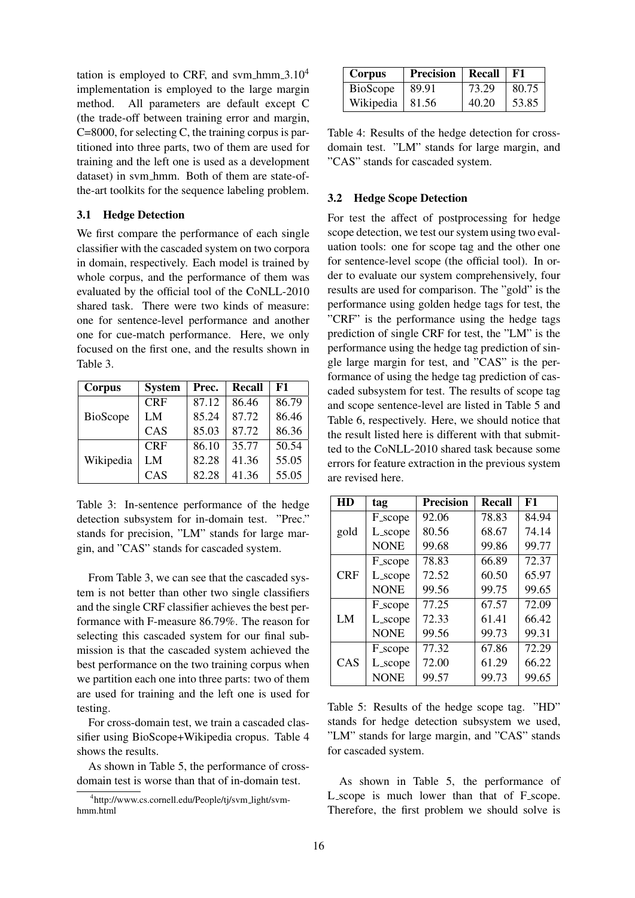tation is employed to CRF, and svm_hmm_3.10[4] implementation is employed to the large margin method. All parameters are default except C (the trade-off between training error and margin, C=8000, for selecting C, the training corpus is partitioned into three parts, two of them are used for training and the left one is used as a development dataset) in svm_hmm. Both of them are state-of-the-art toolkits for the sequence labeling problem.

### 3.1 Hedge Detection

We first compare the performance of each single classifier with the cascaded system on two corpora in domain, respectively. Each model is trained by whole corpus, and the performance of them was evaluated by the official tool of the CoNLL-2010 shared task. There were two kinds of measure: one for sentence-level performance and another one for cue-match performance. Here, we only focused on the first one, and the results shown in Table 3.

| Corpus | System | Prec. | Recall | F1 |
|---|---|---|---|---|
| BioScope | CRF | 87.12 | 86.46 | 86.79 |
| | LM | 85.24 | 87.72 | 86.46 |
| | CAS | 85.03 | 87.72 | 86.36 |
| Wikipedia | CRF | 86.10 | 35.77 | 50.54 |
| | LM | 82.28 | 41.36 | 55.05 |
| | CAS | 82.28 | 41.36 | 55.05 |

Table 3: In-sentence performance of the hedge detection subsystem for in-domain test. "Prec." stands for precision, "LM" stands for large margin, and "CAS" stands for cascaded system.

From Table 3, we can see that the cascaded system is not better than other two single classifiers and the single CRF classifier achieves the best performance with F-measure 86.79%. The reason for selecting this cascaded system for our final submission is that the cascaded system achieved the best performance on the two training corpus when we partition each one into three parts: two of them are used for training and the left one is used for testing.

For cross-domain test, we train a cascaded classifier using BioScope+Wikipedia cropus. Table 4 shows the results.

As shown in Table 5, the performance of cross-domain test is worse than that of in-domain test.

[4]http://www.cs.cornell.edu/People/tj/svm_light/svm-hmm.html

| Corpus | Precision | Recall | F1 |
|---|---|---|---|
| BioScope | 89.91 | 73.29 | 80.75 |
| Wikipedia | 81.56 | 40.20 | 53.85 |

Table 4: Results of the hedge detection for cross-domain test. "LM" stands for large margin, and "CAS" stands for cascaded system.

### 3.2 Hedge Scope Detection

For test the affect of postprocessing for hedge scope detection, we test our system using two evaluation tools: one for scope tag and the other one for sentence-level scope (the official tool). In order to evaluate our system comprehensively, four results are used for comparison. The "gold" is the performance using golden hedge tags for test, the "CRF" is the performance using the hedge tags prediction of single CRF for test, the "LM" is the performance using the hedge tag prediction of single large margin for test, and "CAS" is the performance of using the hedge tag prediction of cascaded subsystem for test. The results of scope tag and scope sentence-level are listed in Table 5 and Table 6, respectively. Here, we should notice that the result listed here is different with that submitted to the CoNLL-2010 shared task because some errors for feature extraction in the previous system are revised here.

| HD | tag | Precision | Recall | F1 |
|---|---|---|---|---|
| gold | F_scope | 92.06 | 78.83 | 84.94 |
| | L_scope | 80.56 | 68.67 | 74.14 |
| | NONE | 99.68 | 99.86 | 99.77 |
| CRF | F_scope | 78.83 | 66.89 | 72.37 |
| | L_scope | 72.52 | 60.50 | 65.97 |
| | NONE | 99.56 | 99.75 | 99.65 |
| LM | F_scope | 77.25 | 67.57 | 72.09 |
| | L_scope | 72.33 | 61.41 | 66.42 |
| | NONE | 99.56 | 99.73 | 99.31 |
| CAS | F_scope | 77.32 | 67.86 | 72.29 |
| | L_scope | 72.00 | 61.29 | 66.22 |
| | NONE | 99.57 | 99.73 | 99.65 |

Table 5: Results of the hedge scope tag. "HD" stands for hedge detection subsystem we used, "LM" stands for large margin, and "CAS" stands for cascaded system.

As shown in Table 5, the performance of L_scope is much lower than that of F_scope. Therefore, the first problem we should solve is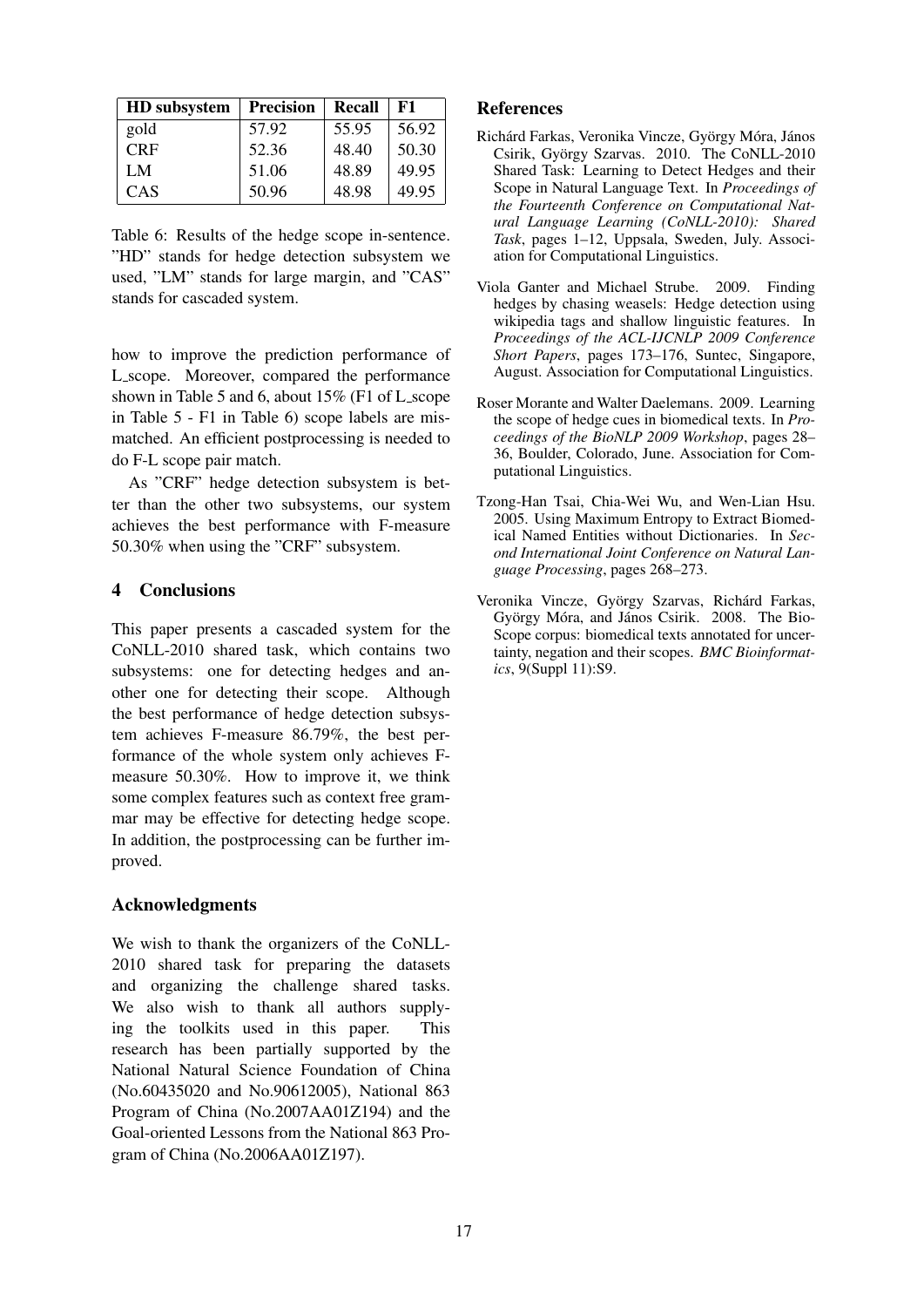| HD subsystem | Precision | Recall | F1 |
| --- | --- | --- | --- |
| gold | 57.92 | 55.95 | 56.92 |
| CRF | 52.36 | 48.40 | 50.30 |
| LM | 51.06 | 48.89 | 49.95 |
| CAS | 50.96 | 48.98 | 49.95 |

Table 6: Results of the hedge scope in-sentence. "HD" stands for hedge detection subsystem we used, "LM" stands for large margin, and "CAS" stands for cascaded system.

how to improve the prediction performance of L_scope. Moreover, compared the performance shown in Table 5 and 6, about 15% (F1 of L_scope in Table 5 - F1 in Table 6) scope labels are mismatched. An efficient postprocessing is needed to do F-L scope pair match.

As "CRF" hedge detection subsystem is better than the other two subsystems, our system achieves the best performance with F-measure 50.30% when using the "CRF" subsystem.

## 4 Conclusions

This paper presents a cascaded system for the CoNLL-2010 shared task, which contains two subsystems: one for detecting hedges and another one for detecting their scope. Although the best performance of hedge detection subsystem achieves F-measure 86.79%, the best performance of the whole system only achieves F-measure 50.30%. How to improve it, we think some complex features such as context free grammar may be effective for detecting hedge scope. In addition, the postprocessing can be further improved.

## Acknowledgments

We wish to thank the organizers of the CoNLL-2010 shared task for preparing the datasets and organizing the challenge shared tasks. We also wish to thank all authors supplying the toolkits used in this paper. This research has been partially supported by the National Natural Science Foundation of China (No.60435020 and No.90612005), National 863 Program of China (No.2007AA01Z194) and the Goal-oriented Lessons from the National 863 Program of China (No.2006AA01Z197).

## References

Richárd Farkas, Veronika Vincze, György Móra, János Csirik, György Szarvas. 2010. The CoNLL-2010 Shared Task: Learning to Detect Hedges and their Scope in Natural Language Text. In *Proceedings of the Fourteenth Conference on Computational Natural Language Learning (CoNLL-2010): Shared Task*, pages 1–12, Uppsala, Sweden, July. Association for Computational Linguistics.

Viola Ganter and Michael Strube. 2009. Finding hedges by chasing weasels: Hedge detection using wikipedia tags and shallow linguistic features. In *Proceedings of the ACL-IJCNLP 2009 Conference Short Papers*, pages 173–176, Suntec, Singapore, August. Association for Computational Linguistics.

Roser Morante and Walter Daelemans. 2009. Learning the scope of hedge cues in biomedical texts. In *Proceedings of the BioNLP 2009 Workshop*, pages 28–36, Boulder, Colorado, June. Association for Computational Linguistics.

Tzong-Han Tsai, Chia-Wei Wu, and Wen-Lian Hsu. 2005. Using Maximum Entropy to Extract Biomedical Named Entities without Dictionaries. In *Second International Joint Conference on Natural Language Processing*, pages 268–273.

Veronika Vincze, György Szarvas, Richárd Farkas, György Móra, and János Csirik. 2008. The BioScope corpus: biomedical texts annotated for uncertainty, negation and their scopes. *BMC Bioinformatics*, 9(Suppl 11):S9.